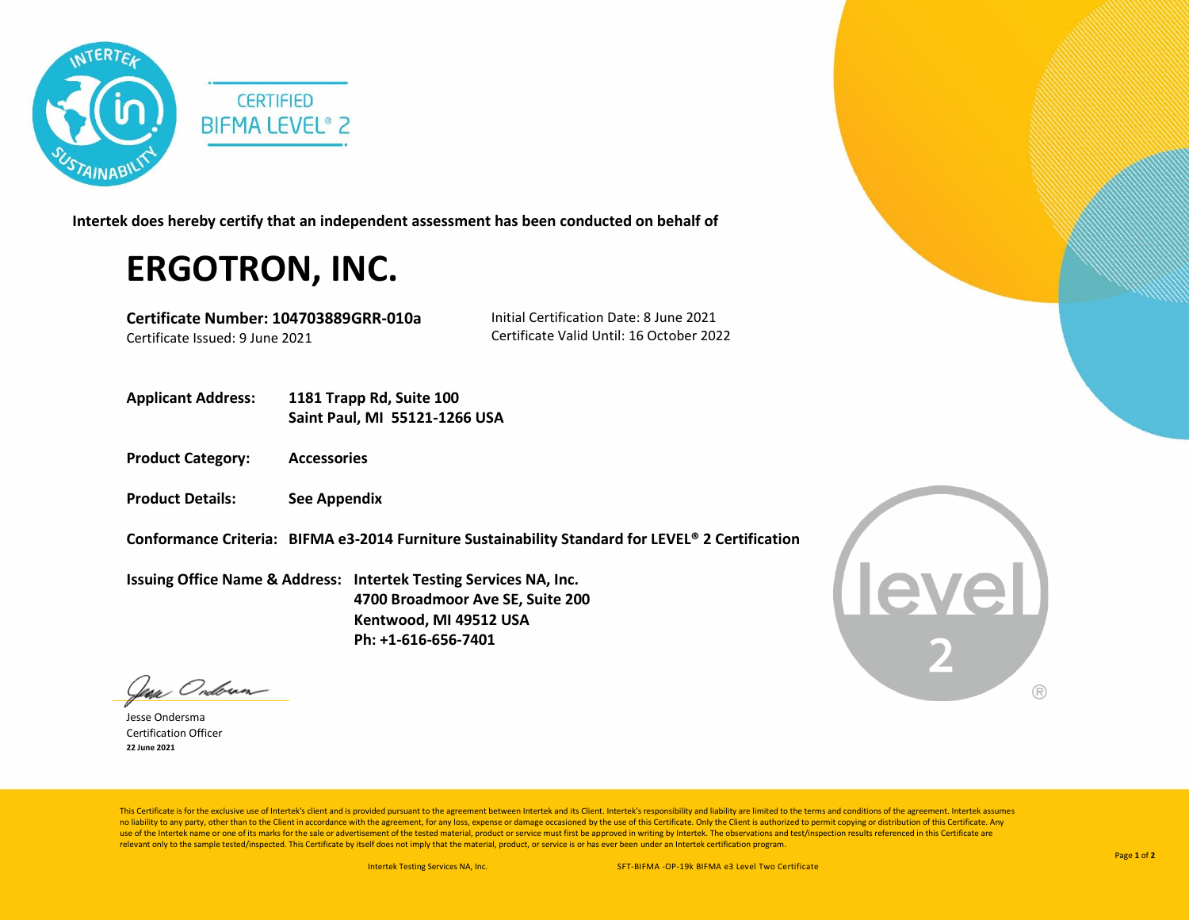CERTIFIED
BIFMA LEVEL® 2

**Intertek does hereby certify that an independent assessment has been conducted on behalf of**

# ERGOTRON, INC.

**Certificate Number: 104703889GRR-010a**
Certificate Issued: 9 June 2021

Initial Certification Date: 8 June 2021
Certificate Valid Until: 16 October 2022

**Applicant Address:** **1181 Trapp Rd, Suite 100**
**Saint Paul, MI 55121-1266 USA**

**Product Category:** **Accessories**

**Product Details:** **See Appendix**

**Conformance Criteria:** **BIFMA e3-2014 Furniture Sustainability Standard for LEVEL® 2 Certification**

**Issuing Office Name & Address:** **Intertek Testing Services NA, Inc.**
**4700 Broadmoor Ave SE, Suite 200**
**Kentwood, MI 49512 USA**
**Ph: +1-616-656-7401**

Jesse Ondersma
Certification Officer
**22 June 2021**

This Certificate is for the exclusive use of Intertek's client and is provided pursuant to the agreement between Intertek and its Client. Intertek's responsibility and liability are limited to the terms and conditions of the agreement. Intertek assumes no liability to any party, other than to the Client in accordance with the agreement, for any loss, expense or damage occasioned by the use of this Certificate. Only the Client is authorized to permit copying or distribution of this Certificate. Any use of the Intertek name or one of its marks for the sale or advertisement of the tested material, product or service must first be approved in writing by Intertek. The observations and test/inspection results referenced in this Certificate are relevant only to the sample tested/inspected. This Certificate by itself does not imply that the material, product, or service is or has ever been under an Intertek certification program.

Intertek Testing Services NA, Inc. SFT-BIFMA -OP-19k BIFMA e3 Level Two Certificate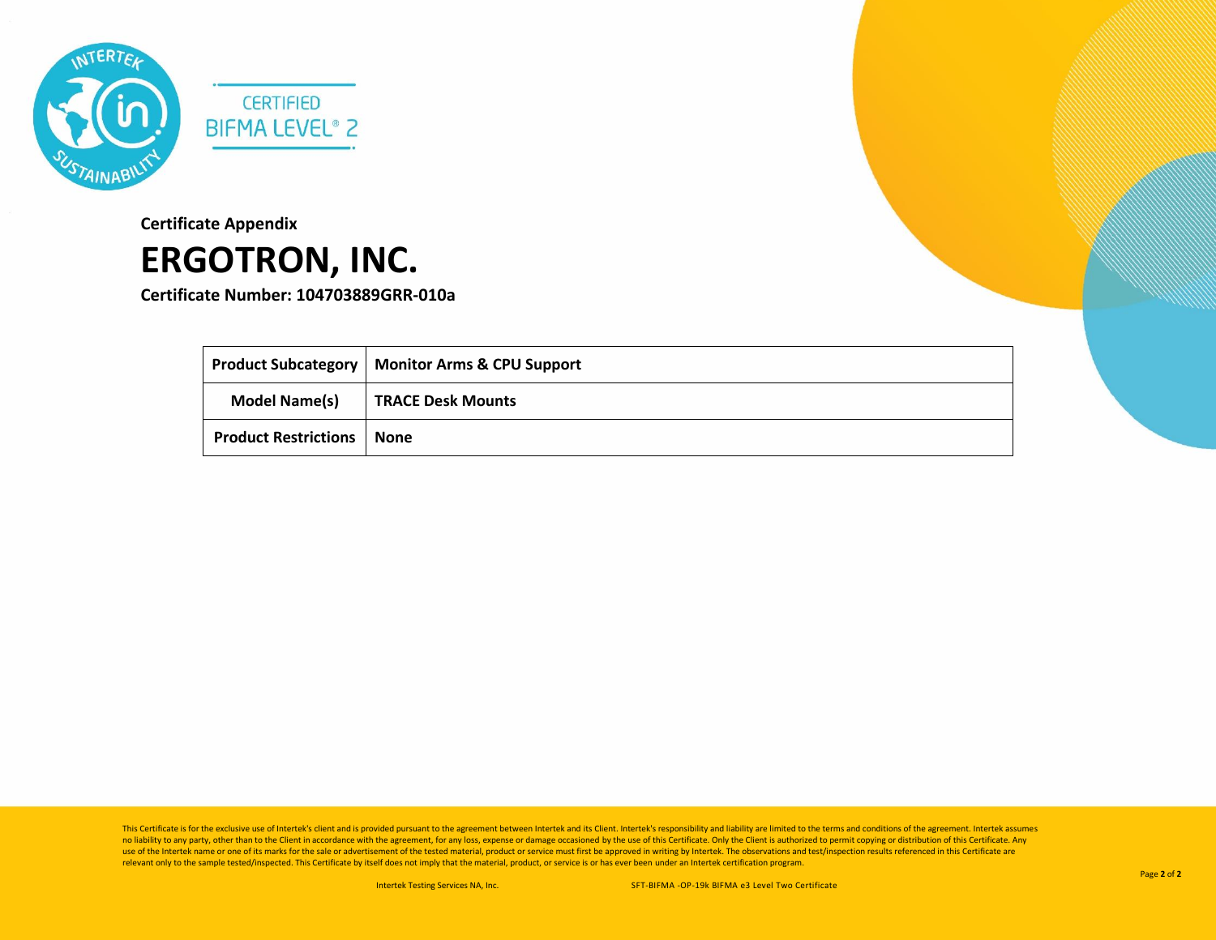CERTIFIED
BIFMA LEVEL® 2

**Certificate Appendix**

# ERGOTRON, INC.

**Certificate Number: 104703889GRR-010a**

| | |
|---|---|
| **Product Subcategory** | **Monitor Arms & CPU Support** |
| **Model Name(s)** | **TRACE Desk Mounts** |
| **Product Restrictions** | **None** |

This Certificate is for the exclusive use of Intertek's client and is provided pursuant to the agreement between Intertek and its Client. Intertek's responsibility and liability are limited to the terms and conditions of the agreement. Intertek assumes no liability to any party, other than to the Client in accordance with the agreement, for any loss, expense or damage occasioned by the use of this Certificate. Only the Client is authorized to permit copying or distribution of this Certificate. Any use of the Intertek name or one of its marks for the sale or advertisement of the tested material, product or service must first be approved in writing by Intertek. The observations and test/inspection results referenced in this Certificate are relevant only to the sample tested/inspected. This Certificate by itself does not imply that the material, product, or service is or has ever been under an Intertek certification program.

Intertek Testing Services NA, Inc.

SFT-BIFMA -OP-19k BIFMA e3 Level Two Certificate